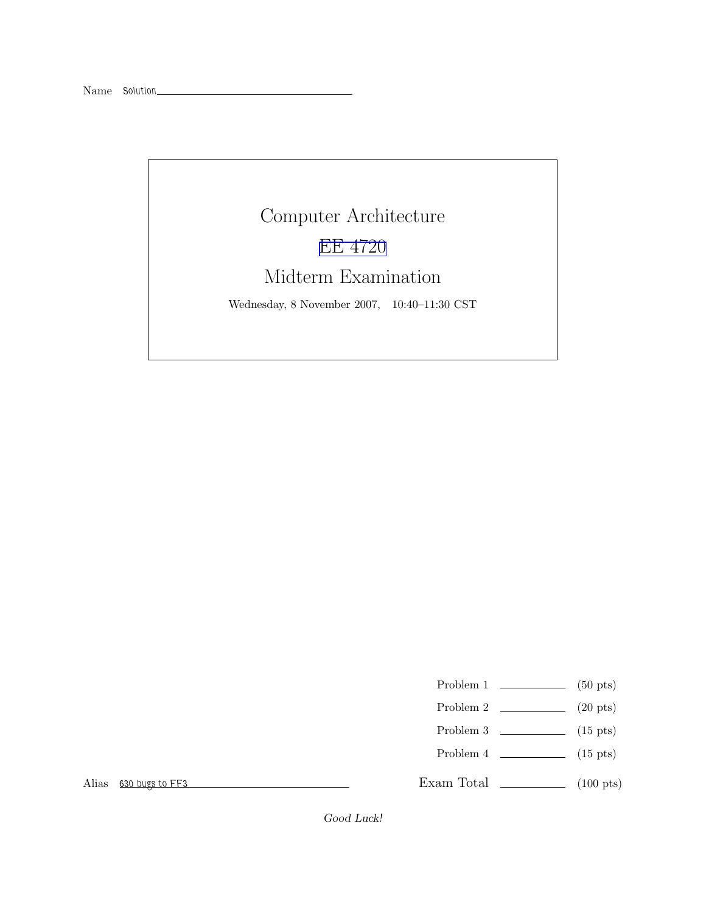Name Solution

# Computer Architecture

## EE 4720

## Midterm Examination

Wednesday, 8 November 2007, 10:40–11:30 CST

| | | |
|---|---|---|
| Problem 1 | | (50 pts) |
| Problem 2 | | (20 pts) |
| Problem 3 | | (15 pts) |
| Problem 4 | | (15 pts) |
| Exam Total | | (100 pts) |

Alias 630 bugs to FF3

*Good Luck!*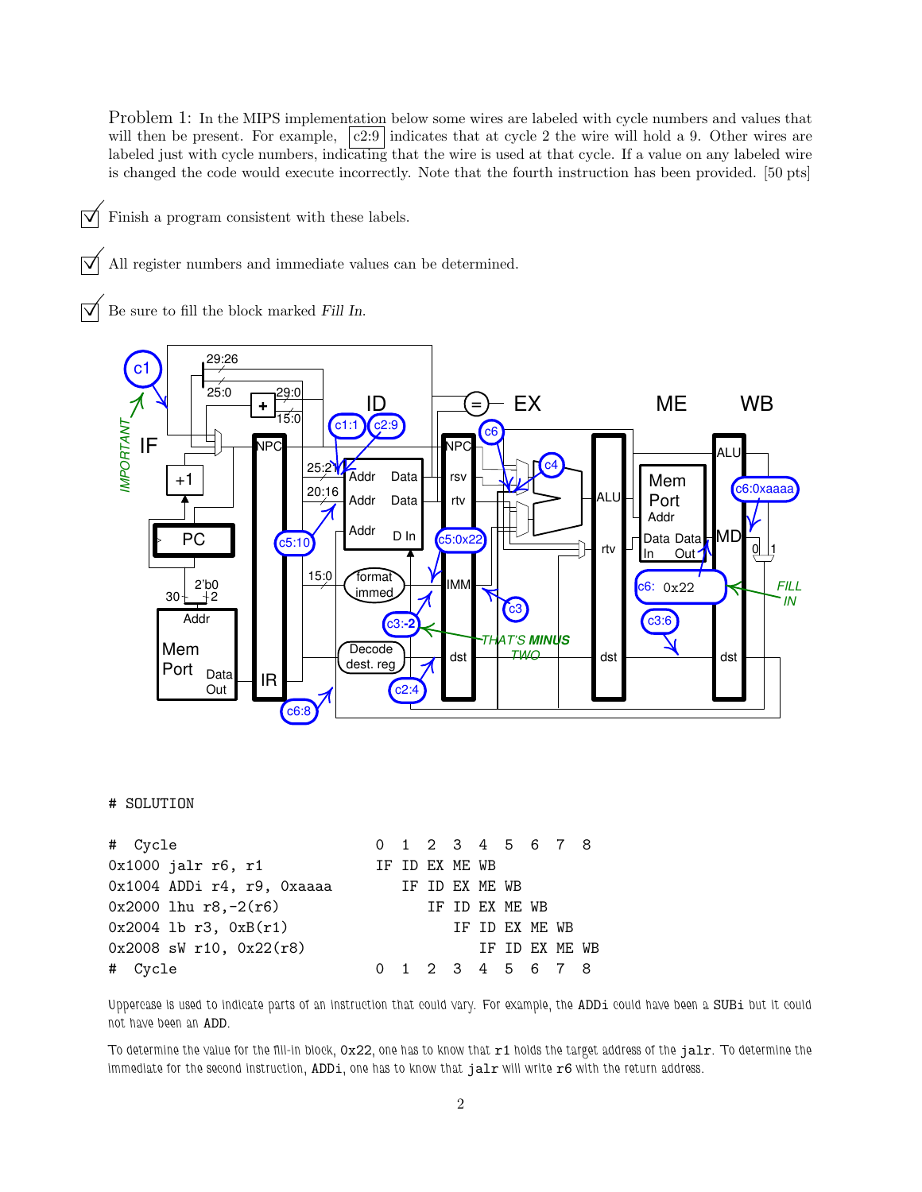Problem 1: In the MIPS implementation below some wires are labeled with cycle numbers and values that will then be present. For example, c2:9 indicates that at cycle 2 the wire will hold a 9. Other wires are labeled just with cycle numbers, indicating that the wire is used at that cycle. If a value on any labeled wire is changed the code would execute incorrectly. Note that the fourth instruction has been provided. [50 pts]

☑ Finish a program consistent with these labels.

☑ All register numbers and immediate values can be determined.

☑ Be sure to fill the block marked *Fill In*.

```
# SOLUTION

#  Cycle                       0  1  2  3  4  5  6  7  8
0x1000 jalr r6, r1             IF ID EX ME WB
0x1004 ADDi r4, r9, 0xaaaa        IF ID EX ME WB
0x2000 lhu r8,-2(r6)                 IF ID EX ME WB
0x2004 lb r3, 0xB(r1)                   IF ID EX ME WB
0x2008 sW r10, 0x22(r8)                    IF ID EX ME WB
#  Cycle                       0  1  2  3  4  5  6  7  8
```

Uppercase is used to indicate parts of an instruction that could vary. For example, the ADDi could have been a SUBi but it could not have been an ADD.

To determine the value for the fill-in block, 0x22, one has to know that r1 holds the target address of the jalr. To determine the immediate for the second instruction, ADDi, one has to know that jalr will write r6 with the return address.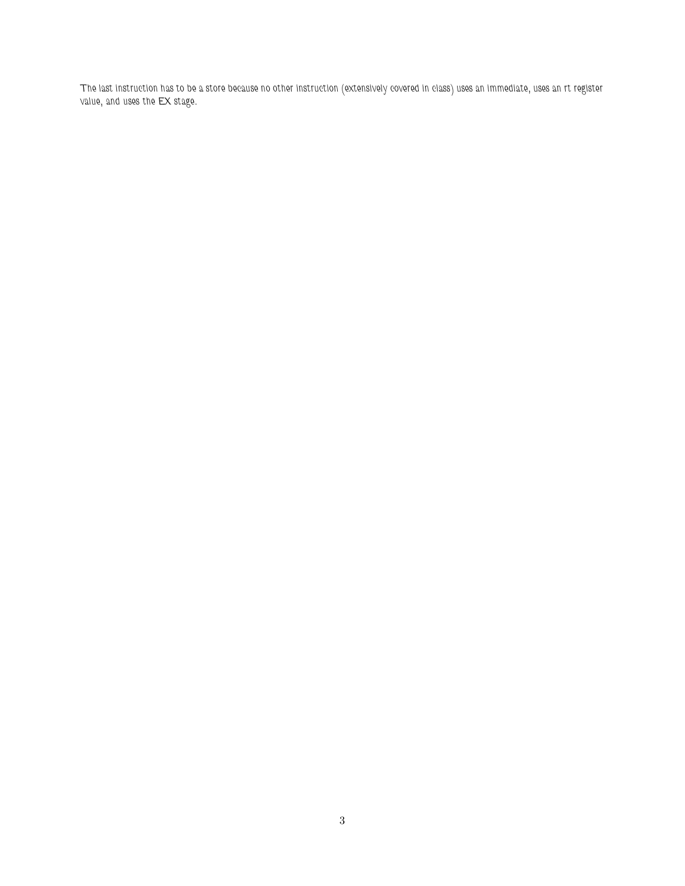The last instruction has to be a store because no other instruction (extensively covered in class) uses an immediate, uses an rt register value, and uses the EX stage.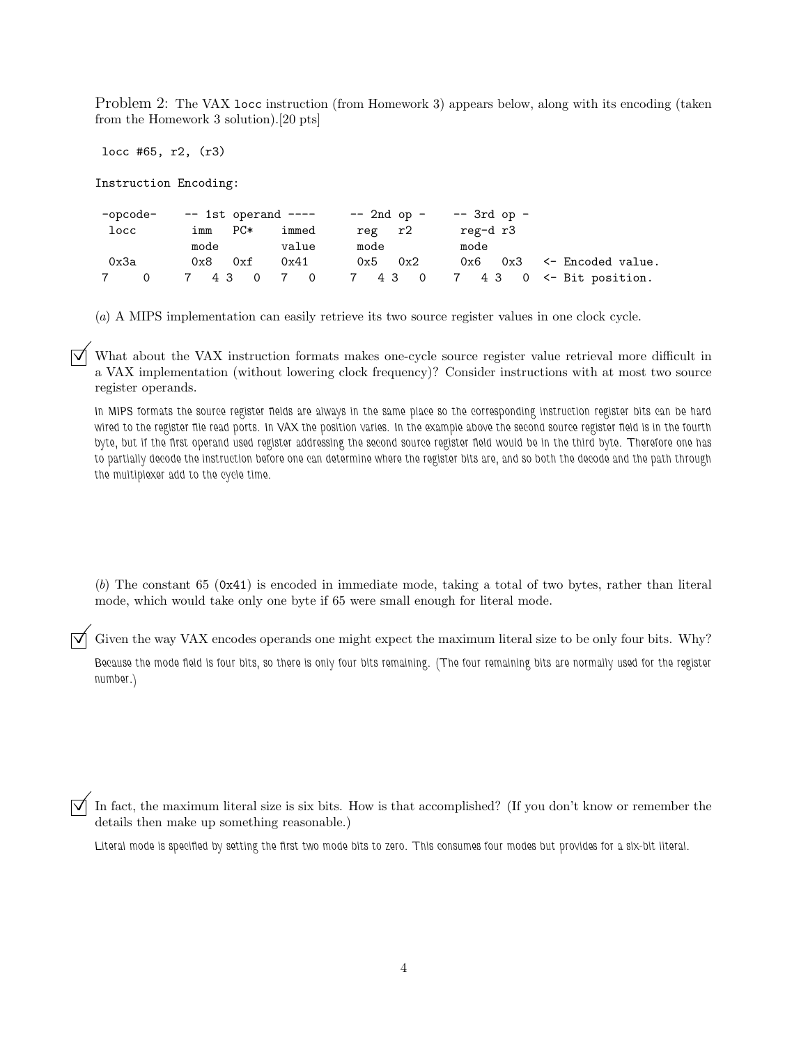Problem 2: The VAX `locc` instruction (from Homework 3) appears below, along with its encoding (taken from the Homework 3 solution).[20 pts]

```
 locc #65, r2, (r3)

Instruction Encoding:

 -opcode-    -- 1st operand ----     -- 2nd op -    -- 3rd op -
  locc        imm   PC*    immed      reg   r2       reg-d r3
              mode         value      mode           mode
  0x3a        0x8   0xf    0x41       0x5   0x2      0x6   0x3   <- Encoded value.
 7     0     7   4 3   0  7   0      7   4 3   0    7   4 3   0  <- Bit position.
```

(*a*) A MIPS implementation can easily retrieve its two source register values in one clock cycle.

☑ What about the VAX instruction formats makes one-cycle source register value retrieval more difficult in a VAX implementation (without lowering clock frequency)? Consider instructions with at most two source register operands.

In MIPS formats the source register fields are always in the same place so the corresponding instruction register bits can be hard wired to the register file read ports. In VAX the position varies. In the example above the second source register field is in the fourth byte, but if the first operand used register addressing the second source register field would be in the third byte. Therefore one has to partially decode the instruction before one can determine where the register bits are, and so both the decode and the path through the multiplexer add to the cycle time.

(*b*) The constant 65 (`0x41`) is encoded in immediate mode, taking a total of two bytes, rather than literal mode, which would take only one byte if 65 were small enough for literal mode.

☑ Given the way VAX encodes operands one might expect the maximum literal size to be only four bits. Why?

Because the mode field is four bits, so there is only four bits remaining. (The four remaining bits are normally used for the register number.)

☑ In fact, the maximum literal size is six bits. How is that accomplished? (If you don't know or remember the details then make up something reasonable.)

Literal mode is specified by setting the first two mode bits to zero. This consumes four modes but provides for a six-bit literal.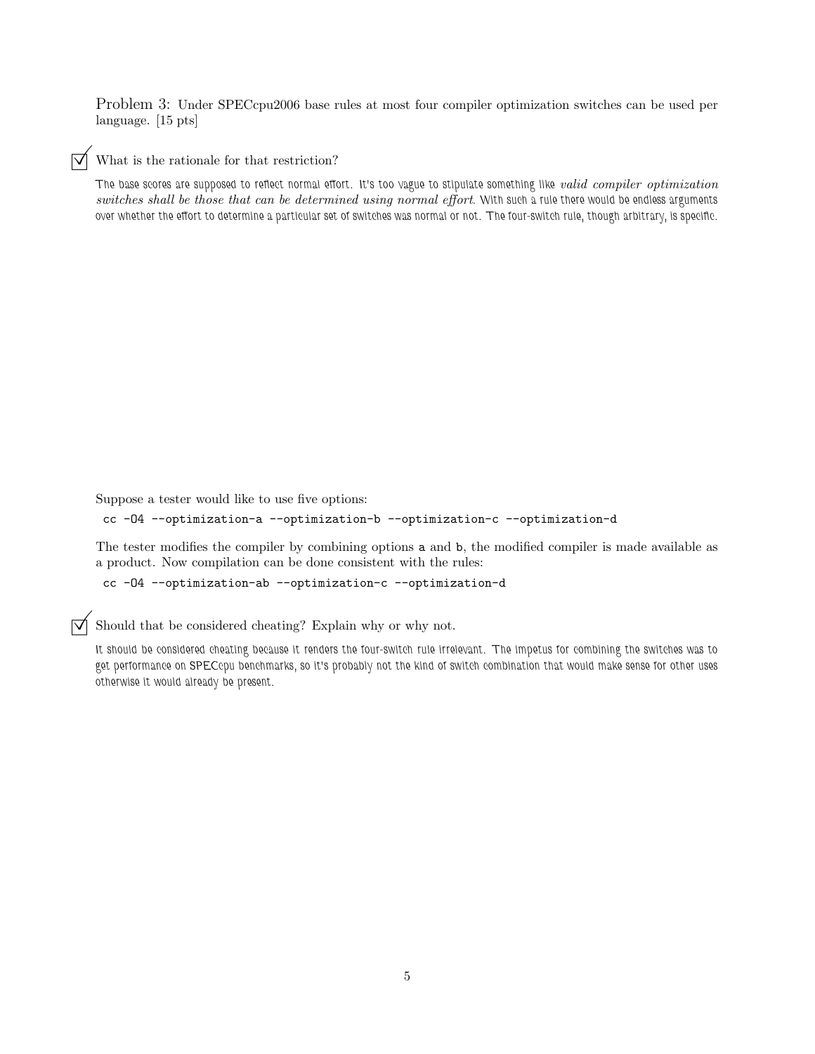Problem 3: Under SPECcpu2006 base rules at most four compiler optimization switches can be used per language. [15 pts]

☑ What is the rationale for that restriction?

The base scores are supposed to reflect normal effort. It's too vague to stipulate something like *valid compiler optimization switches shall be those that can be determined using normal effort*. With such a rule there would be endless arguments over whether the effort to determine a particular set of switches was normal or not. The four-switch rule, though arbitrary, is specific.

Suppose a tester would like to use five options:

```
cc -O4 --optimization-a --optimization-b --optimization-c --optimization-d
```

The tester modifies the compiler by combining options a and b, the modified compiler is made available as a product. Now compilation can be done consistent with the rules:

```
cc -O4 --optimization-ab --optimization-c --optimization-d
```

☑ Should that be considered cheating? Explain why or why not.

It should be considered cheating because it renders the four-switch rule irrelevant. The impetus for combining the switches was to get performance on SPECcpu benchmarks, so it's probably not the kind of switch combination that would make sense for other uses otherwise it would already be present.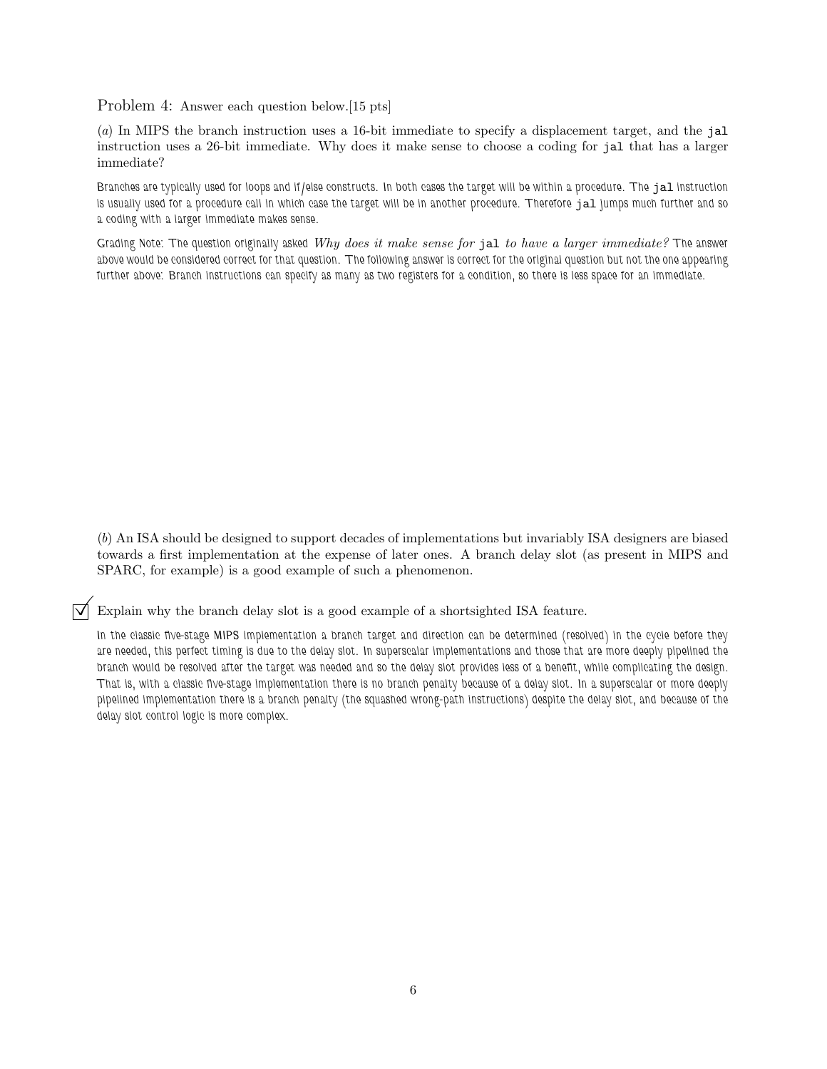Problem 4: Answer each question below.[15 pts]

(*a*) In MIPS the branch instruction uses a 16-bit immediate to specify a displacement target, and the `jal` instruction uses a 26-bit immediate. Why does it make sense to choose a coding for `jal` that has a larger immediate?

Branches are typically used for loops and if/else constructs. In both cases the target will be within a procedure. The `jal` instruction is usually used for a procedure call in which case the target will be in another procedure. Therefore `jal` jumps much further and so a coding with a larger immediate makes sense.

Grading Note: The question originally asked *Why does it make sense for* `jal` *to have a larger immediate?* The answer above would be considered correct for that question. The following answer is correct for the original question but not the one appearing further above: Branch instructions can specify as many as two registers for a condition, so there is less space for an immediate.

(*b*) An ISA should be designed to support decades of implementations but invariably ISA designers are biased towards a first implementation at the expense of later ones. A branch delay slot (as present in MIPS and SPARC, for example) is a good example of such a phenomenon.

☑ Explain why the branch delay slot is a good example of a shortsighted ISA feature.

In the classic five-stage MIPS implementation a branch target and direction can be determined (resolved) in the cycle before they are needed, this perfect timing is due to the delay slot. In superscalar implementations and those that are more deeply pipelined the branch would be resolved after the target was needed and so the delay slot provides less of a benefit, while complicating the design. That is, with a classic five-stage implementation there is no branch penalty because of a delay slot. In a superscalar or more deeply pipelined implementation there is a branch penalty (the squashed wrong-path instructions) despite the delay slot, and because of the delay slot control logic is more complex.